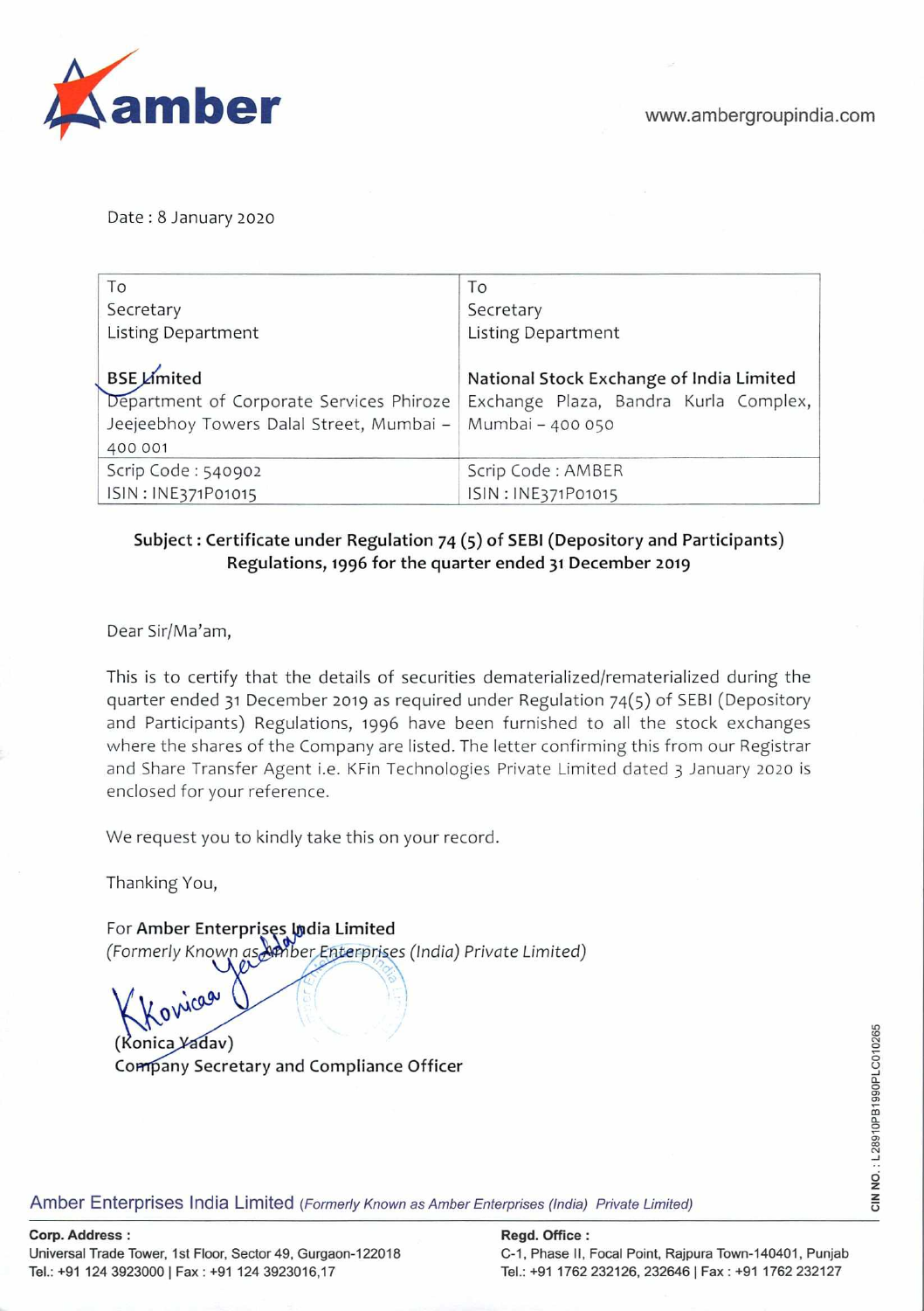www.ambergroupindia.com

Date : 8 January 2020

| To<br>Secretary<br>Listing Department<br><br>**BSE Limited**<br>Department of Corporate Services Phiroze Jeejeebhoy Towers Dalal Street, Mumbai – 400 001 | To<br>Secretary<br>Listing Department<br><br>**National Stock Exchange of India Limited**<br>Exchange Plaza, Bandra Kurla Complex, Mumbai – 400 050 |
|---|---|
| Scrip Code : 540902<br>ISIN : INE371P01015 | Scrip Code : AMBER<br>ISIN : INE371P01015 |

**Subject : Certificate under Regulation 74 (5) of SEBI (Depository and Participants) Regulations, 1996 for the quarter ended 31 December 2019**

Dear Sir/Ma'am,

This is to certify that the details of securities dematerialized/rematerialized during the quarter ended 31 December 2019 as required under Regulation 74(5) of SEBI (Depository and Participants) Regulations, 1996 have been furnished to all the stock exchanges where the shares of the Company are listed. The letter confirming this from our Registrar and Share Transfer Agent i.e. KFin Technologies Private Limited dated 3 January 2020 is enclosed for your reference.

We request you to kindly take this on your record.

Thanking You,

For **Amber Enterprises India Limited**
*(Formerly Known as Amber Enterprises (India) Private Limited)*

(Konica Yadav)
**Company Secretary and Compliance Officer**

CIN NO. : L28910PB1990PLC010265

Amber Enterprises India Limited *(Formerly Known as Amber Enterprises (India) Private Limited)*

**Corp. Address :**
Universal Trade Tower, 1st Floor, Sector 49, Gurgaon-122018
Tel.: +91 124 3923000 | Fax : +91 124 3923016,17

**Regd. Office :**
C-1, Phase II, Focal Point, Rajpura Town-140401, Punjab
Tel.: +91 1762 232126, 232646 | Fax : +91 1762 232127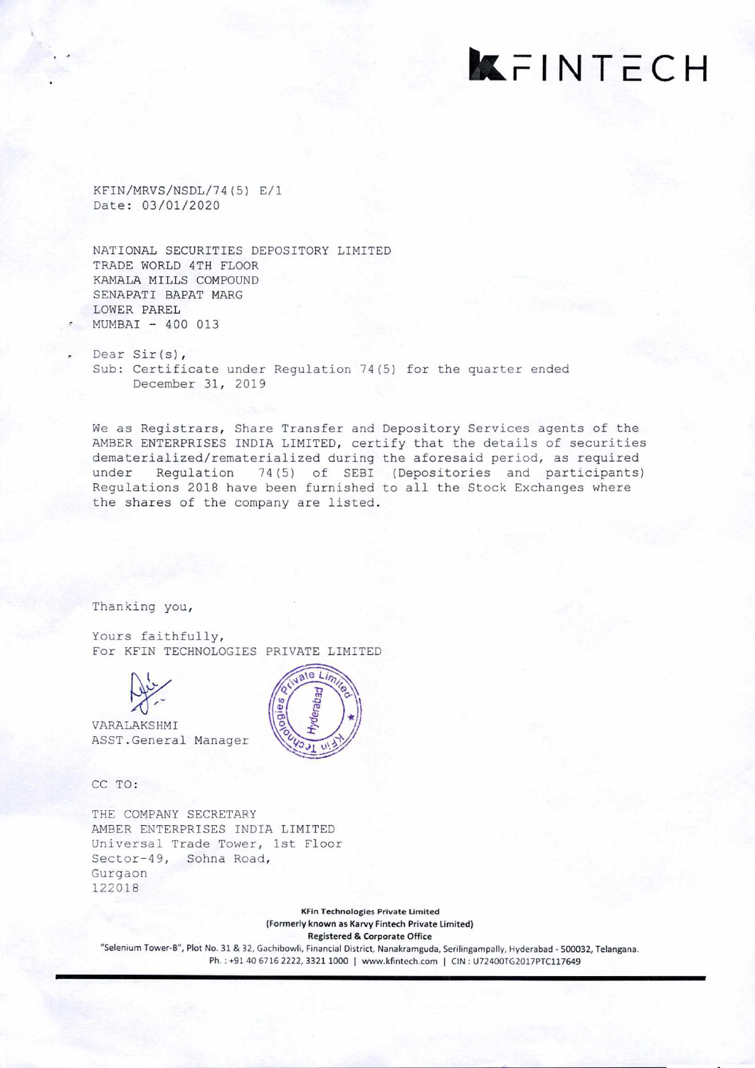KFINTECH

KFIN/MRVS/NSDL/74(5) E/1
Date: 03/01/2020

NATIONAL SECURITIES DEPOSITORY LIMITED
TRADE WORLD 4TH FLOOR
KAMALA MILLS COMPOUND
SENAPATI BAPAT MARG
LOWER PAREL
MUMBAI - 400 013

Dear Sir(s),

Sub: Certificate under Regulation 74(5) for the quarter ended December 31, 2019

We as Registrars, Share Transfer and Depository Services agents of the AMBER ENTERPRISES INDIA LIMITED, certify that the details of securities dematerialized/rematerialized during the aforesaid period, as required under Regulation 74(5) of SEBI (Depositories and participants) Regulations 2018 have been furnished to all the Stock Exchanges where the shares of the company are listed.

Thanking you,

Yours faithfully,
For KFIN TECHNOLOGIES PRIVATE LIMITED

VARALAKSHMI
ASST.General Manager

CC TO:

THE COMPANY SECRETARY
AMBER ENTERPRISES INDIA LIMITED
Universal Trade Tower, 1st Floor
Sector-49, Sohna Road,
Gurgaon
122018

**KFin Technologies Private Limited**
**(Formerly known as Karvy Fintech Private Limited)**
**Registered & Corporate Office**
"Selenium Tower-B", Plot No. 31 & 32, Gachibowli, Financial District, Nanakramguda, Serilingampally, Hyderabad - 500032, Telangana.
Ph. : +91 40 6716 2222, 3321 1000 | www.kfintech.com | CIN : U72400TG2017PTC117649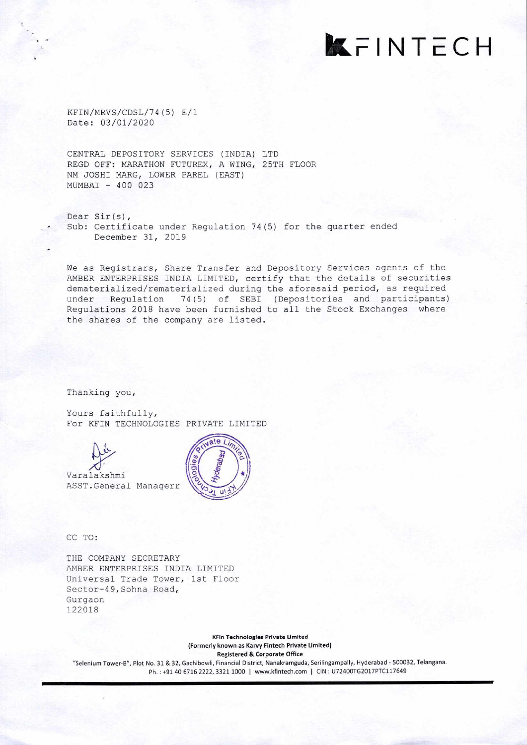# KFINTECH

KFIN/MRVS/CDSL/74(5) E/1
Date: 03/01/2020

CENTRAL DEPOSITORY SERVICES (INDIA) LTD
REGD OFF: MARATHON FUTUREX, A WING, 25TH FLOOR
NM JOSHI MARG, LOWER PAREL (EAST)
MUMBAI - 400 023

Dear Sir(s),

Sub: Certificate under Regulation 74(5) for the quarter ended December 31, 2019

We as Registrars, Share Transfer and Depository Services agents of the AMBER ENTERPRISES INDIA LIMITED, certify that the details of securities dematerialized/rematerialized during the aforesaid period, as required under Regulation 74(5) of SEBI (Depositories and participants) Regulations 2018 have been furnished to all the Stock Exchanges where the shares of the company are listed.

Thanking you,

Yours faithfully,
For KFIN TECHNOLOGIES PRIVATE LIMITED

Varalakshmi
ASST.General Managerr

CC TO:

THE COMPANY SECRETARY
AMBER ENTERPRISES INDIA LIMITED
Universal Trade Tower, 1st Floor
Sector-49,Sohna Road,
Gurgaon
122018

**KFin Technologies Private Limited**
**(Formerly known as Karvy Fintech Private Limited)**
**Registered & Corporate Office**
"Selenium Tower-B", Plot No. 31 & 32, Gachibowli, Financial District, Nanakramguda, Serilingampally, Hyderabad - 500032, Telangana.
Ph. : +91 40 6716 2222, 3321 1000 | www.kfintech.com | CIN : U72400TG2017PTC117649